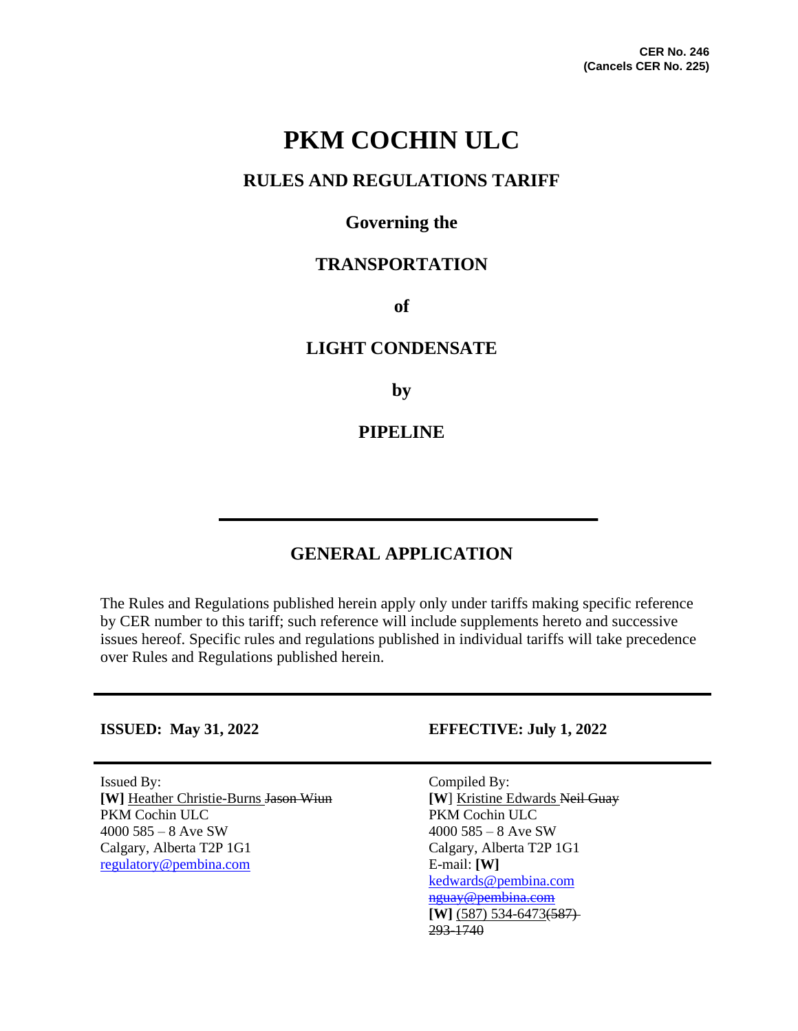**CER No. 246**
**(Cancels CER No. 225)**

# PKM COCHIN ULC

## RULES AND REGULATIONS TARIFF

### Governing the

### TRANSPORTATION

### of

### LIGHT CONDENSATE

### by

### PIPELINE

---

## GENERAL APPLICATION

The Rules and Regulations published herein apply only under tariffs making specific reference by CER number to this tariff; such reference will include supplements hereto and successive issues hereof. Specific rules and regulations published in individual tariffs will take precedence over Rules and Regulations published herein.

---

**ISSUED: May 31, 2022** | **EFFECTIVE: July 1, 2022**

---

Issued By:
**[W]** <u>Heather Christie-Burns</u> ~~Jason Wiun~~
PKM Cochin ULC
4000 585 – 8 Ave SW
Calgary, Alberta T2P 1G1
regulatory@pembina.com

Compiled By:
**[W]** <u>Kristine Edwards</u> ~~Neil Guay~~
PKM Cochin ULC
4000 585 – 8 Ave SW
Calgary, Alberta T2P 1G1
E-mail: **[W]**
kedwards@pembina.com
~~nguay@pembina.com~~
**[W]** <u>(587) 534-6473</u>~~(587) 293-1740~~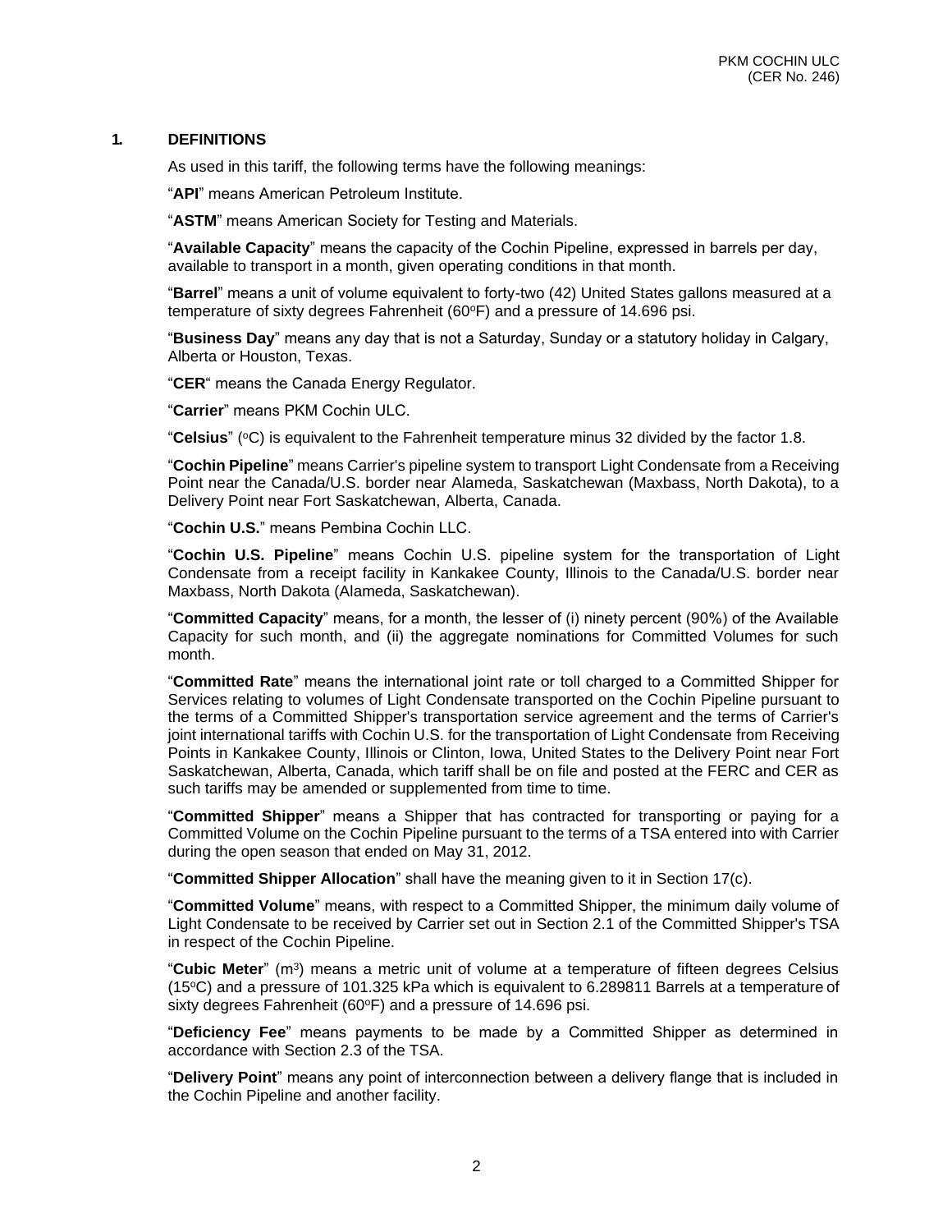## 1. DEFINITIONS

As used in this tariff, the following terms have the following meanings:

"**API**" means American Petroleum Institute.

"**ASTM**" means American Society for Testing and Materials.

"**Available Capacity**" means the capacity of the Cochin Pipeline, expressed in barrels per day, available to transport in a month, given operating conditions in that month.

"**Barrel**" means a unit of volume equivalent to forty-two (42) United States gallons measured at a temperature of sixty degrees Fahrenheit (60°F) and a pressure of 14.696 psi.

"**Business Day**" means any day that is not a Saturday, Sunday or a statutory holiday in Calgary, Alberta or Houston, Texas.

"**CER**" means the Canada Energy Regulator.

"**Carrier**" means PKM Cochin ULC.

"**Celsius**" (°C) is equivalent to the Fahrenheit temperature minus 32 divided by the factor 1.8.

"**Cochin Pipeline**" means Carrier's pipeline system to transport Light Condensate from a Receiving Point near the Canada/U.S. border near Alameda, Saskatchewan (Maxbass, North Dakota), to a Delivery Point near Fort Saskatchewan, Alberta, Canada.

"**Cochin U.S.**" means Pembina Cochin LLC.

"**Cochin U.S. Pipeline**" means Cochin U.S. pipeline system for the transportation of Light Condensate from a receipt facility in Kankakee County, Illinois to the Canada/U.S. border near Maxbass, North Dakota (Alameda, Saskatchewan).

"**Committed Capacity**" means, for a month, the lesser of (i) ninety percent (90%) of the Available Capacity for such month, and (ii) the aggregate nominations for Committed Volumes for such month.

"**Committed Rate**" means the international joint rate or toll charged to a Committed Shipper for Services relating to volumes of Light Condensate transported on the Cochin Pipeline pursuant to the terms of a Committed Shipper's transportation service agreement and the terms of Carrier's joint international tariffs with Cochin U.S. for the transportation of Light Condensate from Receiving Points in Kankakee County, Illinois or Clinton, Iowa, United States to the Delivery Point near Fort Saskatchewan, Alberta, Canada, which tariff shall be on file and posted at the FERC and CER as such tariffs may be amended or supplemented from time to time.

"**Committed Shipper**" means a Shipper that has contracted for transporting or paying for a Committed Volume on the Cochin Pipeline pursuant to the terms of a TSA entered into with Carrier during the open season that ended on May 31, 2012.

"**Committed Shipper Allocation**" shall have the meaning given to it in Section 17(c).

"**Committed Volume**" means, with respect to a Committed Shipper, the minimum daily volume of Light Condensate to be received by Carrier set out in Section 2.1 of the Committed Shipper's TSA in respect of the Cochin Pipeline.

"**Cubic Meter**" ($m^3$) means a metric unit of volume at a temperature of fifteen degrees Celsius (15°C) and a pressure of 101.325 kPa which is equivalent to 6.289811 Barrels at a temperature of sixty degrees Fahrenheit (60°F) and a pressure of 14.696 psi.

"**Deficiency Fee**" means payments to be made by a Committed Shipper as determined in accordance with Section 2.3 of the TSA.

"**Delivery Point**" means any point of interconnection between a delivery flange that is included in the Cochin Pipeline and another facility.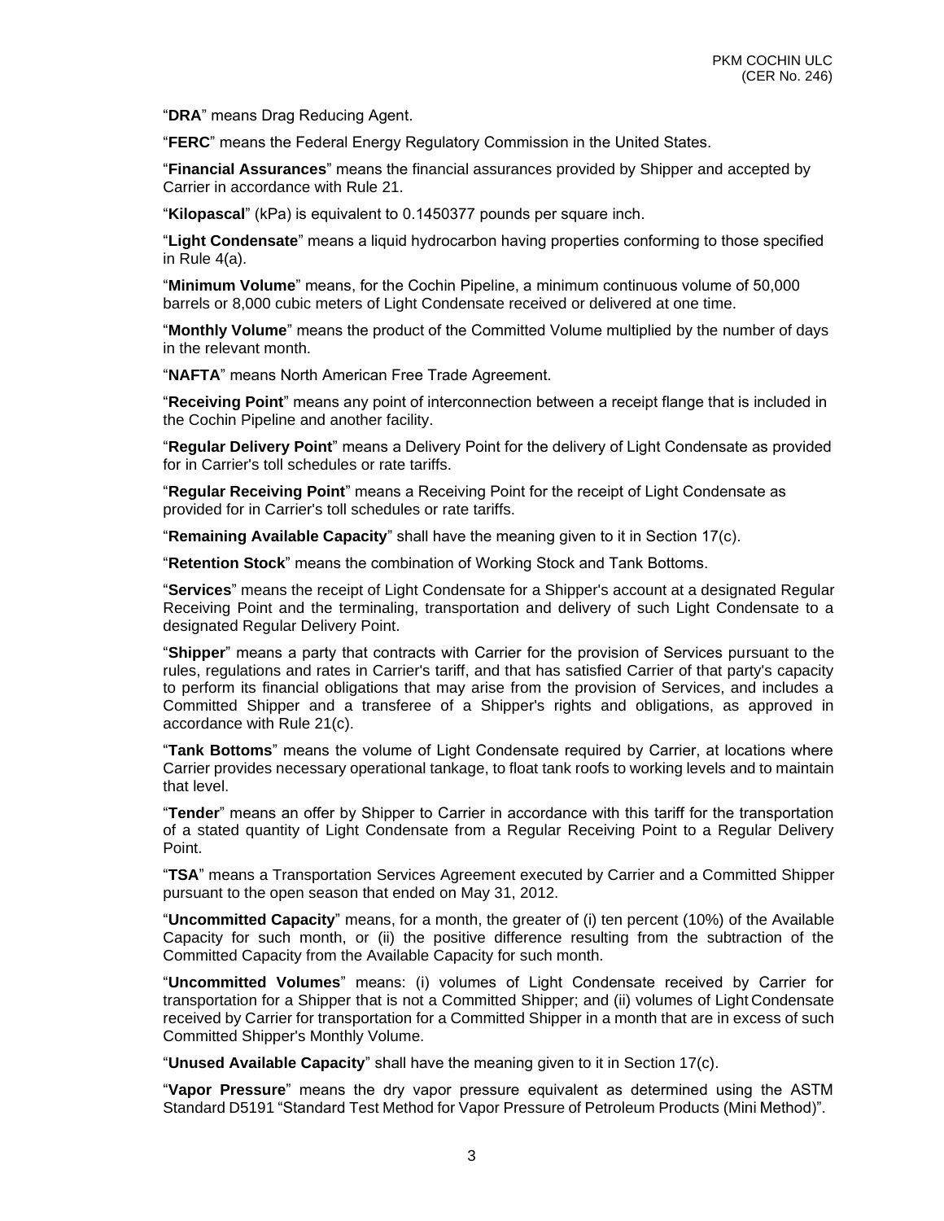"**DRA**" means Drag Reducing Agent.

"**FERC**" means the Federal Energy Regulatory Commission in the United States.

"**Financial Assurances**" means the financial assurances provided by Shipper and accepted by Carrier in accordance with Rule 21.

"**Kilopascal**" (kPa) is equivalent to 0.1450377 pounds per square inch.

"**Light Condensate**" means a liquid hydrocarbon having properties conforming to those specified in Rule 4(a).

"**Minimum Volume**" means, for the Cochin Pipeline, a minimum continuous volume of 50,000 barrels or 8,000 cubic meters of Light Condensate received or delivered at one time.

"**Monthly Volume**" means the product of the Committed Volume multiplied by the number of days in the relevant month.

"**NAFTA**" means North American Free Trade Agreement.

"**Receiving Point**" means any point of interconnection between a receipt flange that is included in the Cochin Pipeline and another facility.

"**Regular Delivery Point**" means a Delivery Point for the delivery of Light Condensate as provided for in Carrier's toll schedules or rate tariffs.

"**Regular Receiving Point**" means a Receiving Point for the receipt of Light Condensate as provided for in Carrier's toll schedules or rate tariffs.

"**Remaining Available Capacity**" shall have the meaning given to it in Section 17(c).

"**Retention Stock**" means the combination of Working Stock and Tank Bottoms.

"**Services**" means the receipt of Light Condensate for a Shipper's account at a designated Regular Receiving Point and the terminaling, transportation and delivery of such Light Condensate to a designated Regular Delivery Point.

"**Shipper**" means a party that contracts with Carrier for the provision of Services pursuant to the rules, regulations and rates in Carrier's tariff, and that has satisfied Carrier of that party's capacity to perform its financial obligations that may arise from the provision of Services, and includes a Committed Shipper and a transferee of a Shipper's rights and obligations, as approved in accordance with Rule 21(c).

"**Tank Bottoms**" means the volume of Light Condensate required by Carrier, at locations where Carrier provides necessary operational tankage, to float tank roofs to working levels and to maintain that level.

"**Tender**" means an offer by Shipper to Carrier in accordance with this tariff for the transportation of a stated quantity of Light Condensate from a Regular Receiving Point to a Regular Delivery Point.

"**TSA**" means a Transportation Services Agreement executed by Carrier and a Committed Shipper pursuant to the open season that ended on May 31, 2012.

"**Uncommitted Capacity**" means, for a month, the greater of (i) ten percent (10%) of the Available Capacity for such month, or (ii) the positive difference resulting from the subtraction of the Committed Capacity from the Available Capacity for such month.

"**Uncommitted Volumes**" means: (i) volumes of Light Condensate received by Carrier for transportation for a Shipper that is not a Committed Shipper; and (ii) volumes of Light Condensate received by Carrier for transportation for a Committed Shipper in a month that are in excess of such Committed Shipper's Monthly Volume.

"**Unused Available Capacity**" shall have the meaning given to it in Section 17(c).

"**Vapor Pressure**" means the dry vapor pressure equivalent as determined using the ASTM Standard D5191 "Standard Test Method for Vapor Pressure of Petroleum Products (Mini Method)".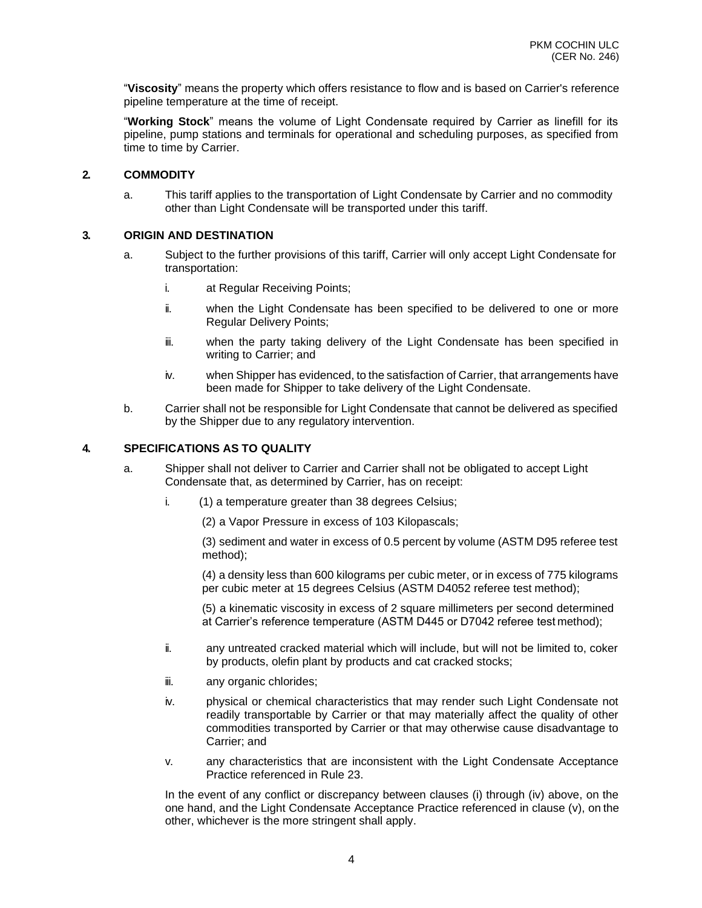"**Viscosity**" means the property which offers resistance to flow and is based on Carrier's reference pipeline temperature at the time of receipt.

"**Working Stock**" means the volume of Light Condensate required by Carrier as linefill for its pipeline, pump stations and terminals for operational and scheduling purposes, as specified from time to time by Carrier.

## 2. COMMODITY

a. This tariff applies to the transportation of Light Condensate by Carrier and no commodity other than Light Condensate will be transported under this tariff.

## 3. ORIGIN AND DESTINATION

a. Subject to the further provisions of this tariff, Carrier will only accept Light Condensate for transportation:

   i. at Regular Receiving Points;

   ii. when the Light Condensate has been specified to be delivered to one or more Regular Delivery Points;

   iii. when the party taking delivery of the Light Condensate has been specified in writing to Carrier; and

   iv. when Shipper has evidenced, to the satisfaction of Carrier, that arrangements have been made for Shipper to take delivery of the Light Condensate.

b. Carrier shall not be responsible for Light Condensate that cannot be delivered as specified by the Shipper due to any regulatory intervention.

## 4. SPECIFICATIONS AS TO QUALITY

a. Shipper shall not deliver to Carrier and Carrier shall not be obligated to accept Light Condensate that, as determined by Carrier, has on receipt:

   i. (1) a temperature greater than 38 degrees Celsius;

   (2) a Vapor Pressure in excess of 103 Kilopascals;

   (3) sediment and water in excess of 0.5 percent by volume (ASTM D95 referee test method);

   (4) a density less than 600 kilograms per cubic meter, or in excess of 775 kilograms per cubic meter at 15 degrees Celsius (ASTM D4052 referee test method);

   (5) a kinematic viscosity in excess of 2 square millimeters per second determined at Carrier's reference temperature (ASTM D445 or D7042 referee test method);

   ii. any untreated cracked material which will include, but will not be limited to, coker by products, olefin plant by products and cat cracked stocks;

   iii. any organic chlorides;

   iv. physical or chemical characteristics that may render such Light Condensate not readily transportable by Carrier or that may materially affect the quality of other commodities transported by Carrier or that may otherwise cause disadvantage to Carrier; and

   v. any characteristics that are inconsistent with the Light Condensate Acceptance Practice referenced in Rule 23.

In the event of any conflict or discrepancy between clauses (i) through (iv) above, on the one hand, and the Light Condensate Acceptance Practice referenced in clause (v), on the other, whichever is the more stringent shall apply.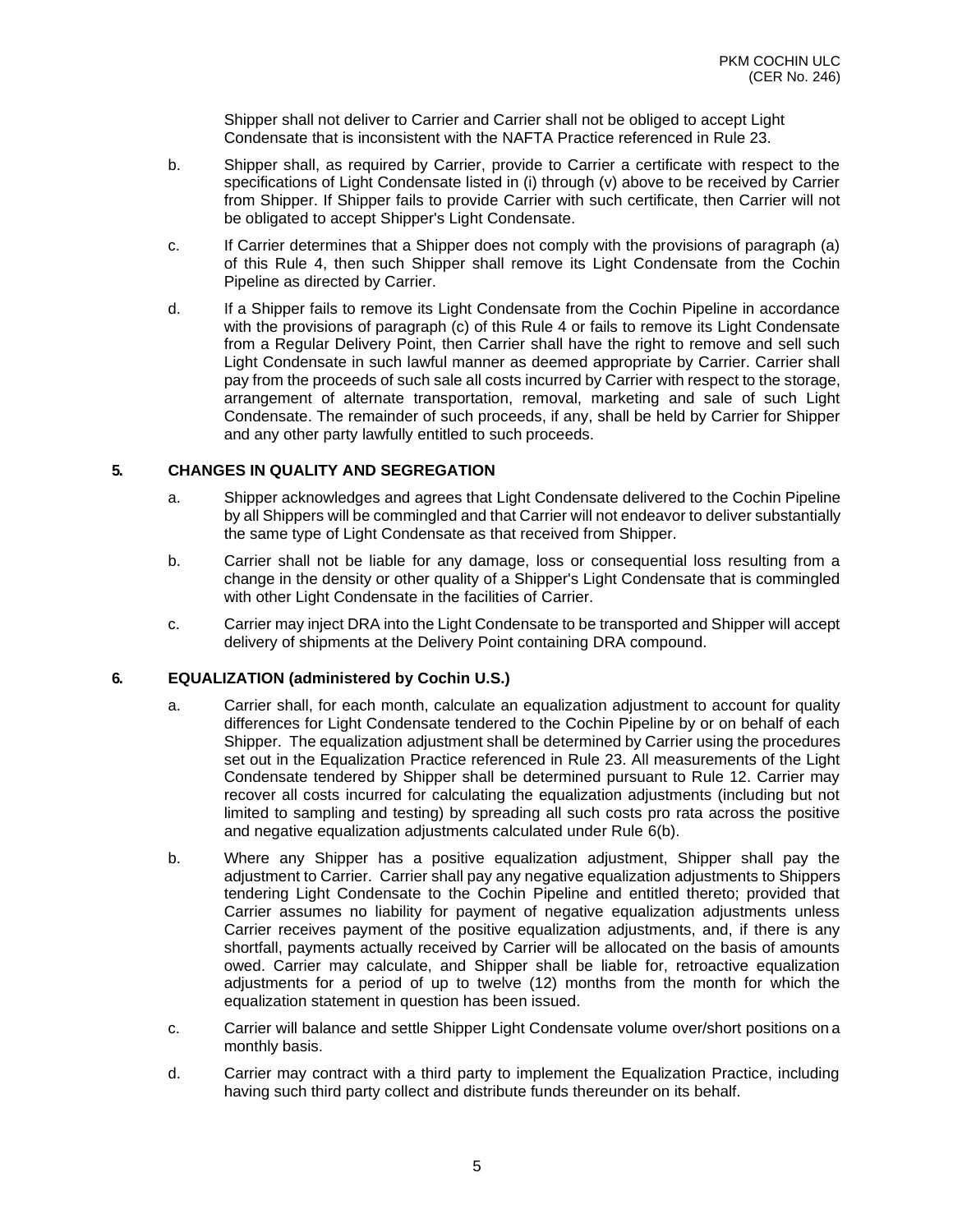Shipper shall not deliver to Carrier and Carrier shall not be obliged to accept Light Condensate that is inconsistent with the NAFTA Practice referenced in Rule 23.

b. Shipper shall, as required by Carrier, provide to Carrier a certificate with respect to the specifications of Light Condensate listed in (i) through (v) above to be received by Carrier from Shipper. If Shipper fails to provide Carrier with such certificate, then Carrier will not be obligated to accept Shipper's Light Condensate.

c. If Carrier determines that a Shipper does not comply with the provisions of paragraph (a) of this Rule 4, then such Shipper shall remove its Light Condensate from the Cochin Pipeline as directed by Carrier.

d. If a Shipper fails to remove its Light Condensate from the Cochin Pipeline in accordance with the provisions of paragraph (c) of this Rule 4 or fails to remove its Light Condensate from a Regular Delivery Point, then Carrier shall have the right to remove and sell such Light Condensate in such lawful manner as deemed appropriate by Carrier. Carrier shall pay from the proceeds of such sale all costs incurred by Carrier with respect to the storage, arrangement of alternate transportation, removal, marketing and sale of such Light Condensate. The remainder of such proceeds, if any, shall be held by Carrier for Shipper and any other party lawfully entitled to such proceeds.

## 5. CHANGES IN QUALITY AND SEGREGATION

a. Shipper acknowledges and agrees that Light Condensate delivered to the Cochin Pipeline by all Shippers will be commingled and that Carrier will not endeavor to deliver substantially the same type of Light Condensate as that received from Shipper.

b. Carrier shall not be liable for any damage, loss or consequential loss resulting from a change in the density or other quality of a Shipper's Light Condensate that is commingled with other Light Condensate in the facilities of Carrier.

c. Carrier may inject DRA into the Light Condensate to be transported and Shipper will accept delivery of shipments at the Delivery Point containing DRA compound.

## 6. EQUALIZATION (administered by Cochin U.S.)

a. Carrier shall, for each month, calculate an equalization adjustment to account for quality differences for Light Condensate tendered to the Cochin Pipeline by or on behalf of each Shipper. The equalization adjustment shall be determined by Carrier using the procedures set out in the Equalization Practice referenced in Rule 23. All measurements of the Light Condensate tendered by Shipper shall be determined pursuant to Rule 12. Carrier may recover all costs incurred for calculating the equalization adjustments (including but not limited to sampling and testing) by spreading all such costs pro rata across the positive and negative equalization adjustments calculated under Rule 6(b).

b. Where any Shipper has a positive equalization adjustment, Shipper shall pay the adjustment to Carrier. Carrier shall pay any negative equalization adjustments to Shippers tendering Light Condensate to the Cochin Pipeline and entitled thereto; provided that Carrier assumes no liability for payment of negative equalization adjustments unless Carrier receives payment of the positive equalization adjustments, and, if there is any shortfall, payments actually received by Carrier will be allocated on the basis of amounts owed. Carrier may calculate, and Shipper shall be liable for, retroactive equalization adjustments for a period of up to twelve (12) months from the month for which the equalization statement in question has been issued.

c. Carrier will balance and settle Shipper Light Condensate volume over/short positions on a monthly basis.

d. Carrier may contract with a third party to implement the Equalization Practice, including having such third party collect and distribute funds thereunder on its behalf.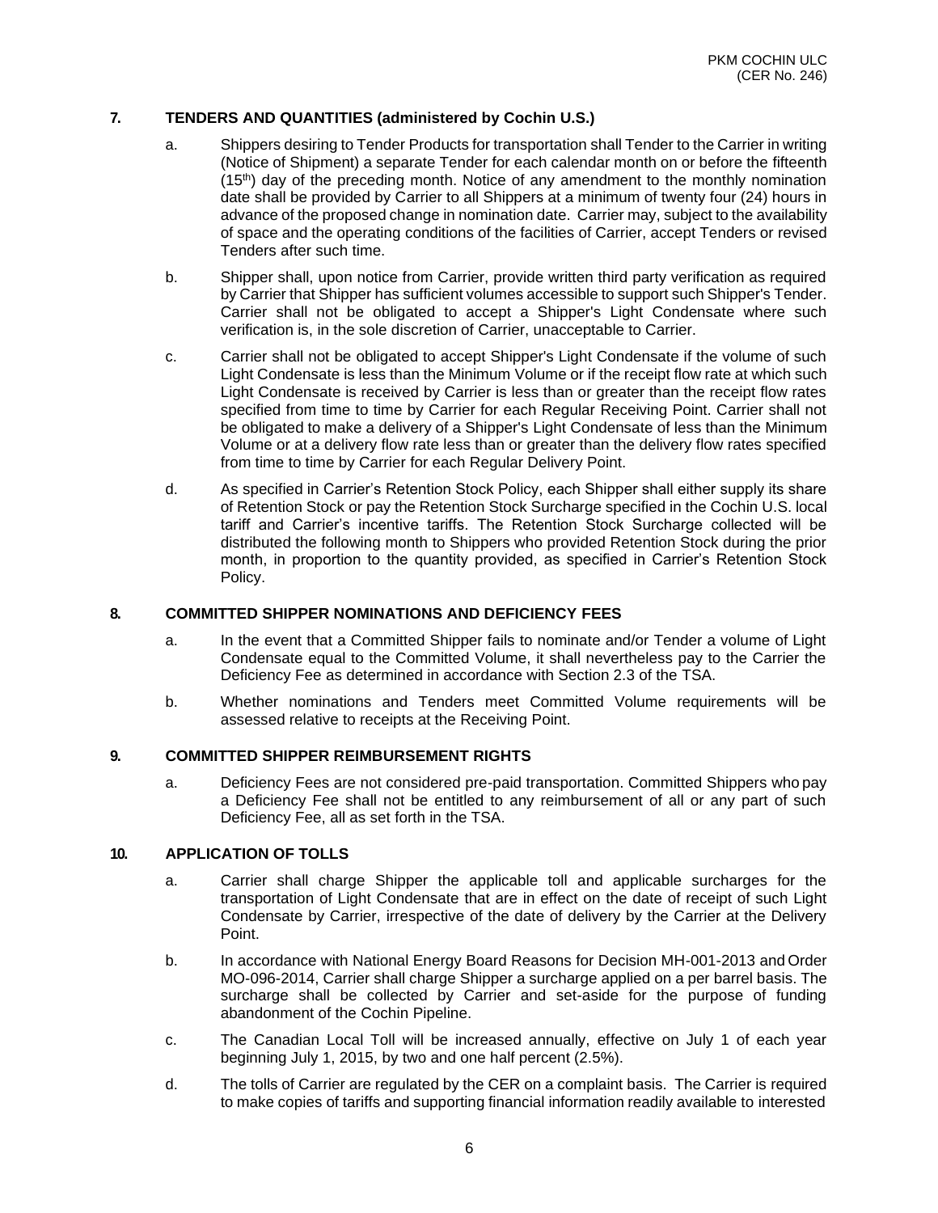## 7. TENDERS AND QUANTITIES (administered by Cochin U.S.)

a. Shippers desiring to Tender Products for transportation shall Tender to the Carrier in writing (Notice of Shipment) a separate Tender for each calendar month on or before the fifteenth (15th) day of the preceding month. Notice of any amendment to the monthly nomination date shall be provided by Carrier to all Shippers at a minimum of twenty four (24) hours in advance of the proposed change in nomination date. Carrier may, subject to the availability of space and the operating conditions of the facilities of Carrier, accept Tenders or revised Tenders after such time.

b. Shipper shall, upon notice from Carrier, provide written third party verification as required by Carrier that Shipper has sufficient volumes accessible to support such Shipper's Tender. Carrier shall not be obligated to accept a Shipper's Light Condensate where such verification is, in the sole discretion of Carrier, unacceptable to Carrier.

c. Carrier shall not be obligated to accept Shipper's Light Condensate if the volume of such Light Condensate is less than the Minimum Volume or if the receipt flow rate at which such Light Condensate is received by Carrier is less than or greater than the receipt flow rates specified from time to time by Carrier for each Regular Receiving Point. Carrier shall not be obligated to make a delivery of a Shipper's Light Condensate of less than the Minimum Volume or at a delivery flow rate less than or greater than the delivery flow rates specified from time to time by Carrier for each Regular Delivery Point.

d. As specified in Carrier's Retention Stock Policy, each Shipper shall either supply its share of Retention Stock or pay the Retention Stock Surcharge specified in the Cochin U.S. local tariff and Carrier's incentive tariffs. The Retention Stock Surcharge collected will be distributed the following month to Shippers who provided Retention Stock during the prior month, in proportion to the quantity provided, as specified in Carrier's Retention Stock Policy.

## 8. COMMITTED SHIPPER NOMINATIONS AND DEFICIENCY FEES

a. In the event that a Committed Shipper fails to nominate and/or Tender a volume of Light Condensate equal to the Committed Volume, it shall nevertheless pay to the Carrier the Deficiency Fee as determined in accordance with Section 2.3 of the TSA.

b. Whether nominations and Tenders meet Committed Volume requirements will be assessed relative to receipts at the Receiving Point.

## 9. COMMITTED SHIPPER REIMBURSEMENT RIGHTS

a. Deficiency Fees are not considered pre-paid transportation. Committed Shippers who pay a Deficiency Fee shall not be entitled to any reimbursement of all or any part of such Deficiency Fee, all as set forth in the TSA.

## 10. APPLICATION OF TOLLS

a. Carrier shall charge Shipper the applicable toll and applicable surcharges for the transportation of Light Condensate that are in effect on the date of receipt of such Light Condensate by Carrier, irrespective of the date of delivery by the Carrier at the Delivery Point.

b. In accordance with National Energy Board Reasons for Decision MH-001-2013 and Order MO-096-2014, Carrier shall charge Shipper a surcharge applied on a per barrel basis. The surcharge shall be collected by Carrier and set-aside for the purpose of funding abandonment of the Cochin Pipeline.

c. The Canadian Local Toll will be increased annually, effective on July 1 of each year beginning July 1, 2015, by two and one half percent (2.5%).

d. The tolls of Carrier are regulated by the CER on a complaint basis. The Carrier is required to make copies of tariffs and supporting financial information readily available to interested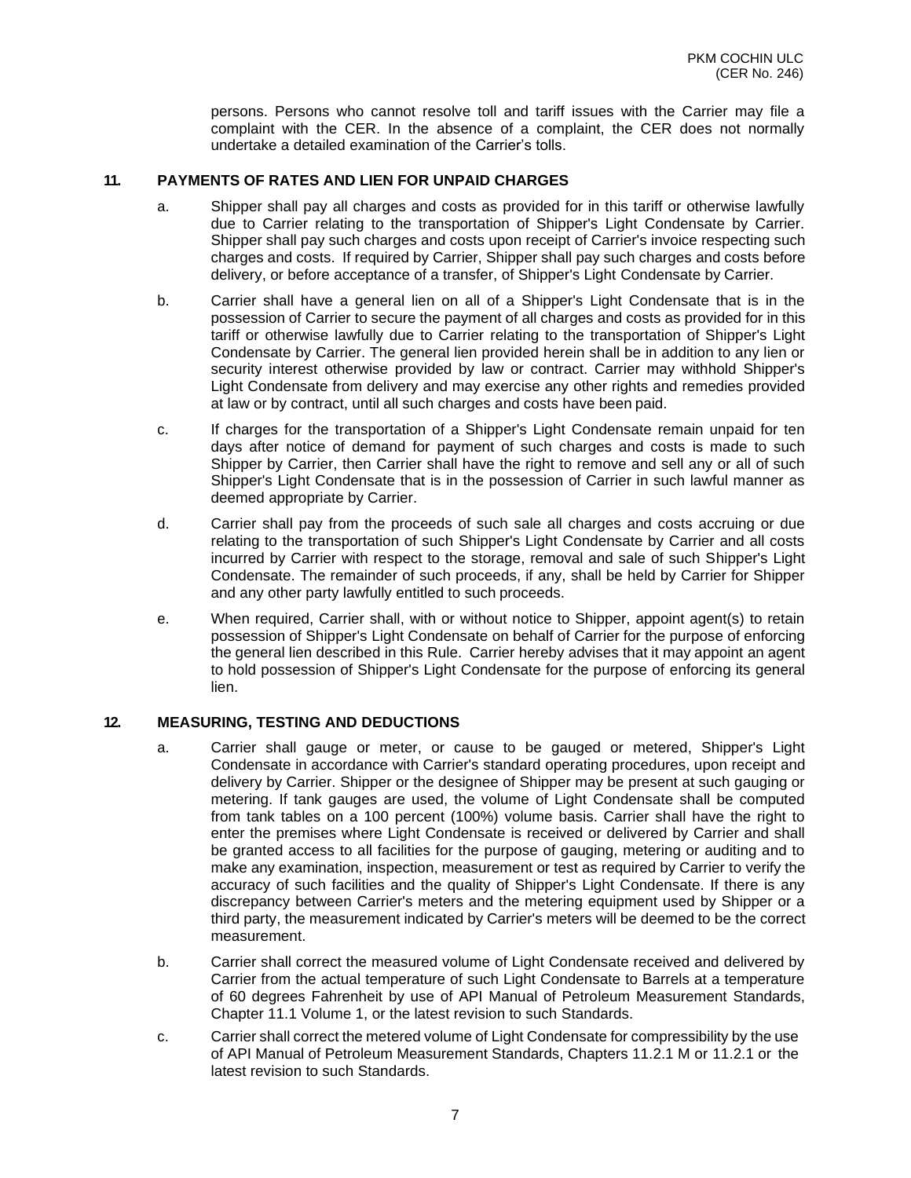persons. Persons who cannot resolve toll and tariff issues with the Carrier may file a complaint with the CER. In the absence of a complaint, the CER does not normally undertake a detailed examination of the Carrier's tolls.

## 11. PAYMENTS OF RATES AND LIEN FOR UNPAID CHARGES

a. Shipper shall pay all charges and costs as provided for in this tariff or otherwise lawfully due to Carrier relating to the transportation of Shipper's Light Condensate by Carrier. Shipper shall pay such charges and costs upon receipt of Carrier's invoice respecting such charges and costs. If required by Carrier, Shipper shall pay such charges and costs before delivery, or before acceptance of a transfer, of Shipper's Light Condensate by Carrier.

b. Carrier shall have a general lien on all of a Shipper's Light Condensate that is in the possession of Carrier to secure the payment of all charges and costs as provided for in this tariff or otherwise lawfully due to Carrier relating to the transportation of Shipper's Light Condensate by Carrier. The general lien provided herein shall be in addition to any lien or security interest otherwise provided by law or contract. Carrier may withhold Shipper's Light Condensate from delivery and may exercise any other rights and remedies provided at law or by contract, until all such charges and costs have been paid.

c. If charges for the transportation of a Shipper's Light Condensate remain unpaid for ten days after notice of demand for payment of such charges and costs is made to such Shipper by Carrier, then Carrier shall have the right to remove and sell any or all of such Shipper's Light Condensate that is in the possession of Carrier in such lawful manner as deemed appropriate by Carrier.

d. Carrier shall pay from the proceeds of such sale all charges and costs accruing or due relating to the transportation of such Shipper's Light Condensate by Carrier and all costs incurred by Carrier with respect to the storage, removal and sale of such Shipper's Light Condensate. The remainder of such proceeds, if any, shall be held by Carrier for Shipper and any other party lawfully entitled to such proceeds.

e. When required, Carrier shall, with or without notice to Shipper, appoint agent(s) to retain possession of Shipper's Light Condensate on behalf of Carrier for the purpose of enforcing the general lien described in this Rule. Carrier hereby advises that it may appoint an agent to hold possession of Shipper's Light Condensate for the purpose of enforcing its general lien.

## 12. MEASURING, TESTING AND DEDUCTIONS

a. Carrier shall gauge or meter, or cause to be gauged or metered, Shipper's Light Condensate in accordance with Carrier's standard operating procedures, upon receipt and delivery by Carrier. Shipper or the designee of Shipper may be present at such gauging or metering. If tank gauges are used, the volume of Light Condensate shall be computed from tank tables on a 100 percent (100%) volume basis. Carrier shall have the right to enter the premises where Light Condensate is received or delivered by Carrier and shall be granted access to all facilities for the purpose of gauging, metering or auditing and to make any examination, inspection, measurement or test as required by Carrier to verify the accuracy of such facilities and the quality of Shipper's Light Condensate. If there is any discrepancy between Carrier's meters and the metering equipment used by Shipper or a third party, the measurement indicated by Carrier's meters will be deemed to be the correct measurement.

b. Carrier shall correct the measured volume of Light Condensate received and delivered by Carrier from the actual temperature of such Light Condensate to Barrels at a temperature of 60 degrees Fahrenheit by use of API Manual of Petroleum Measurement Standards, Chapter 11.1 Volume 1, or the latest revision to such Standards.

c. Carrier shall correct the metered volume of Light Condensate for compressibility by the use of API Manual of Petroleum Measurement Standards, Chapters 11.2.1 M or 11.2.1 or the latest revision to such Standards.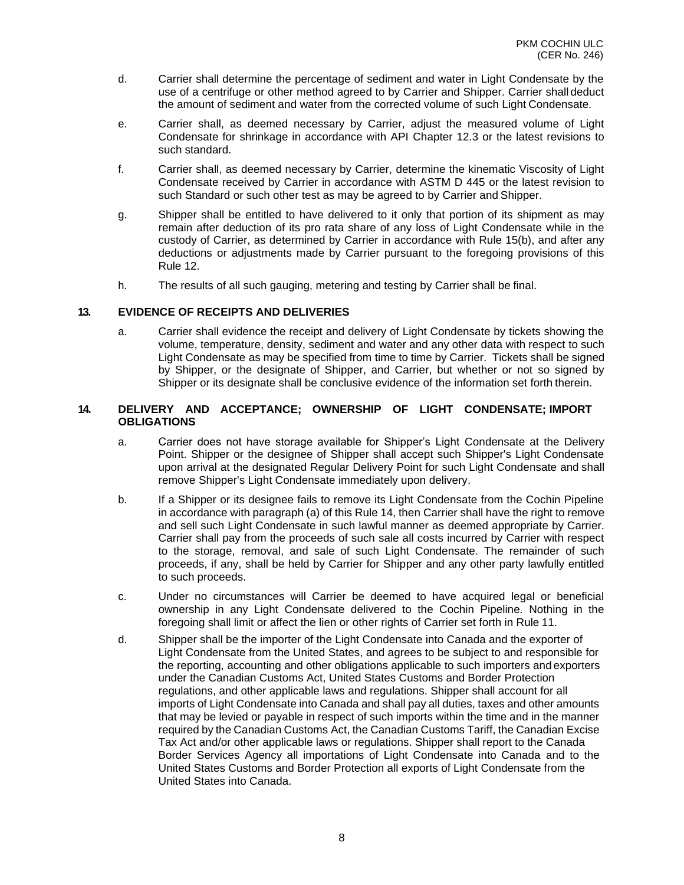d. Carrier shall determine the percentage of sediment and water in Light Condensate by the use of a centrifuge or other method agreed to by Carrier and Shipper. Carrier shall deduct the amount of sediment and water from the corrected volume of such Light Condensate.

e. Carrier shall, as deemed necessary by Carrier, adjust the measured volume of Light Condensate for shrinkage in accordance with API Chapter 12.3 or the latest revisions to such standard.

f. Carrier shall, as deemed necessary by Carrier, determine the kinematic Viscosity of Light Condensate received by Carrier in accordance with ASTM D 445 or the latest revision to such Standard or such other test as may be agreed to by Carrier and Shipper.

g. Shipper shall be entitled to have delivered to it only that portion of its shipment as may remain after deduction of its pro rata share of any loss of Light Condensate while in the custody of Carrier, as determined by Carrier in accordance with Rule 15(b), and after any deductions or adjustments made by Carrier pursuant to the foregoing provisions of this Rule 12.

h. The results of all such gauging, metering and testing by Carrier shall be final.

## 13. EVIDENCE OF RECEIPTS AND DELIVERIES

a. Carrier shall evidence the receipt and delivery of Light Condensate by tickets showing the volume, temperature, density, sediment and water and any other data with respect to such Light Condensate as may be specified from time to time by Carrier. Tickets shall be signed by Shipper, or the designate of Shipper, and Carrier, but whether or not so signed by Shipper or its designate shall be conclusive evidence of the information set forth therein.

## 14. DELIVERY AND ACCEPTANCE; OWNERSHIP OF LIGHT CONDENSATE; IMPORT OBLIGATIONS

a. Carrier does not have storage available for Shipper's Light Condensate at the Delivery Point. Shipper or the designee of Shipper shall accept such Shipper's Light Condensate upon arrival at the designated Regular Delivery Point for such Light Condensate and shall remove Shipper's Light Condensate immediately upon delivery.

b. If a Shipper or its designee fails to remove its Light Condensate from the Cochin Pipeline in accordance with paragraph (a) of this Rule 14, then Carrier shall have the right to remove and sell such Light Condensate in such lawful manner as deemed appropriate by Carrier. Carrier shall pay from the proceeds of such sale all costs incurred by Carrier with respect to the storage, removal, and sale of such Light Condensate. The remainder of such proceeds, if any, shall be held by Carrier for Shipper and any other party lawfully entitled to such proceeds.

c. Under no circumstances will Carrier be deemed to have acquired legal or beneficial ownership in any Light Condensate delivered to the Cochin Pipeline. Nothing in the foregoing shall limit or affect the lien or other rights of Carrier set forth in Rule 11.

d. Shipper shall be the importer of the Light Condensate into Canada and the exporter of Light Condensate from the United States, and agrees to be subject to and responsible for the reporting, accounting and other obligations applicable to such importers and exporters under the Canadian Customs Act, United States Customs and Border Protection regulations, and other applicable laws and regulations. Shipper shall account for all imports of Light Condensate into Canada and shall pay all duties, taxes and other amounts that may be levied or payable in respect of such imports within the time and in the manner required by the Canadian Customs Act, the Canadian Customs Tariff, the Canadian Excise Tax Act and/or other applicable laws or regulations. Shipper shall report to the Canada Border Services Agency all importations of Light Condensate into Canada and to the United States Customs and Border Protection all exports of Light Condensate from the United States into Canada.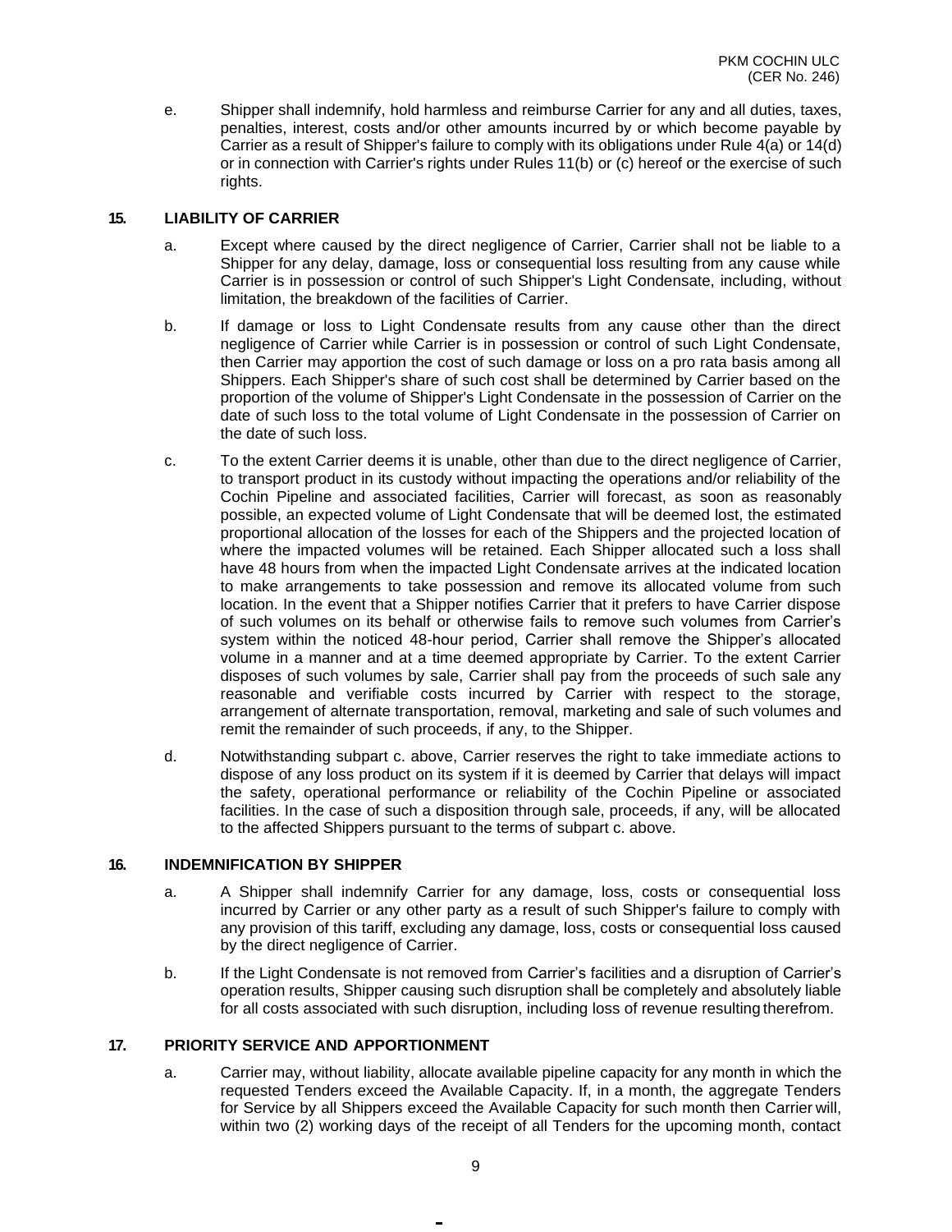e. Shipper shall indemnify, hold harmless and reimburse Carrier for any and all duties, taxes, penalties, interest, costs and/or other amounts incurred by or which become payable by Carrier as a result of Shipper's failure to comply with its obligations under Rule 4(a) or 14(d) or in connection with Carrier's rights under Rules 11(b) or (c) hereof or the exercise of such rights.

## 15. LIABILITY OF CARRIER

a. Except where caused by the direct negligence of Carrier, Carrier shall not be liable to a Shipper for any delay, damage, loss or consequential loss resulting from any cause while Carrier is in possession or control of such Shipper's Light Condensate, including, without limitation, the breakdown of the facilities of Carrier.

b. If damage or loss to Light Condensate results from any cause other than the direct negligence of Carrier while Carrier is in possession or control of such Light Condensate, then Carrier may apportion the cost of such damage or loss on a pro rata basis among all Shippers. Each Shipper's share of such cost shall be determined by Carrier based on the proportion of the volume of Shipper's Light Condensate in the possession of Carrier on the date of such loss to the total volume of Light Condensate in the possession of Carrier on the date of such loss.

c. To the extent Carrier deems it is unable, other than due to the direct negligence of Carrier, to transport product in its custody without impacting the operations and/or reliability of the Cochin Pipeline and associated facilities, Carrier will forecast, as soon as reasonably possible, an expected volume of Light Condensate that will be deemed lost, the estimated proportional allocation of the losses for each of the Shippers and the projected location of where the impacted volumes will be retained. Each Shipper allocated such a loss shall have 48 hours from when the impacted Light Condensate arrives at the indicated location to make arrangements to take possession and remove its allocated volume from such location. In the event that a Shipper notifies Carrier that it prefers to have Carrier dispose of such volumes on its behalf or otherwise fails to remove such volumes from Carrier's system within the noticed 48-hour period, Carrier shall remove the Shipper's allocated volume in a manner and at a time deemed appropriate by Carrier. To the extent Carrier disposes of such volumes by sale, Carrier shall pay from the proceeds of such sale any reasonable and verifiable costs incurred by Carrier with respect to the storage, arrangement of alternate transportation, removal, marketing and sale of such volumes and remit the remainder of such proceeds, if any, to the Shipper.

d. Notwithstanding subpart c. above, Carrier reserves the right to take immediate actions to dispose of any loss product on its system if it is deemed by Carrier that delays will impact the safety, operational performance or reliability of the Cochin Pipeline or associated facilities. In the case of such a disposition through sale, proceeds, if any, will be allocated to the affected Shippers pursuant to the terms of subpart c. above.

## 16. INDEMNIFICATION BY SHIPPER

a. A Shipper shall indemnify Carrier for any damage, loss, costs or consequential loss incurred by Carrier or any other party as a result of such Shipper's failure to comply with any provision of this tariff, excluding any damage, loss, costs or consequential loss caused by the direct negligence of Carrier.

b. If the Light Condensate is not removed from Carrier's facilities and a disruption of Carrier's operation results, Shipper causing such disruption shall be completely and absolutely liable for all costs associated with such disruption, including loss of revenue resulting therefrom.

## 17. PRIORITY SERVICE AND APPORTIONMENT

a. Carrier may, without liability, allocate available pipeline capacity for any month in which the requested Tenders exceed the Available Capacity. If, in a month, the aggregate Tenders for Service by all Shippers exceed the Available Capacity for such month then Carrier will, within two (2) working days of the receipt of all Tenders for the upcoming month, contact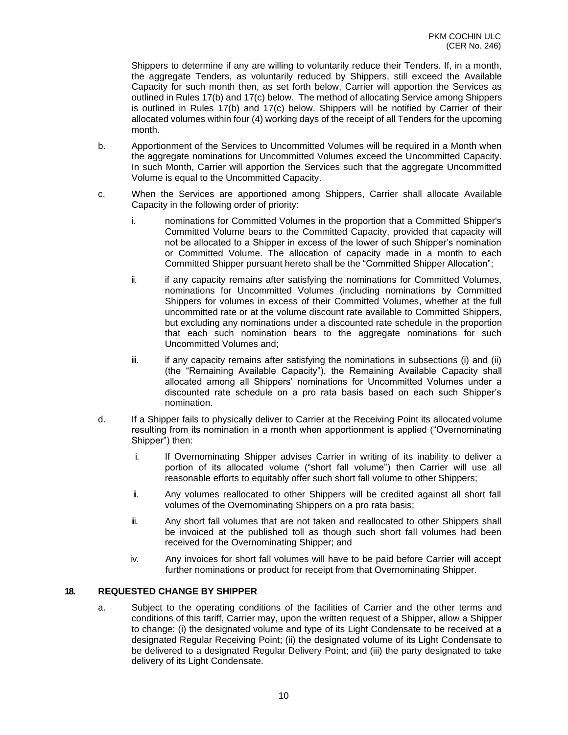Shippers to determine if any are willing to voluntarily reduce their Tenders. If, in a month, the aggregate Tenders, as voluntarily reduced by Shippers, still exceed the Available Capacity for such month then, as set forth below, Carrier will apportion the Services as outlined in Rules 17(b) and 17(c) below. The method of allocating Service among Shippers is outlined in Rules 17(b) and 17(c) below. Shippers will be notified by Carrier of their allocated volumes within four (4) working days of the receipt of all Tenders for the upcoming month.

b. Apportionment of the Services to Uncommitted Volumes will be required in a Month when the aggregate nominations for Uncommitted Volumes exceed the Uncommitted Capacity. In such Month, Carrier will apportion the Services such that the aggregate Uncommitted Volume is equal to the Uncommitted Capacity.

c. When the Services are apportioned among Shippers, Carrier shall allocate Available Capacity in the following order of priority:

   i. nominations for Committed Volumes in the proportion that a Committed Shipper's Committed Volume bears to the Committed Capacity, provided that capacity will not be allocated to a Shipper in excess of the lower of such Shipper's nomination or Committed Volume. The allocation of capacity made in a month to each Committed Shipper pursuant hereto shall be the "Committed Shipper Allocation";

   ii. if any capacity remains after satisfying the nominations for Committed Volumes, nominations for Uncommitted Volumes (including nominations by Committed Shippers for volumes in excess of their Committed Volumes, whether at the full uncommitted rate or at the volume discount rate available to Committed Shippers, but excluding any nominations under a discounted rate schedule in the proportion that each such nomination bears to the aggregate nominations for such Uncommitted Volumes and;

   iii. if any capacity remains after satisfying the nominations in subsections (i) and (ii) (the "Remaining Available Capacity"), the Remaining Available Capacity shall allocated among all Shippers' nominations for Uncommitted Volumes under a discounted rate schedule on a pro rata basis based on each such Shipper's nomination.

d. If a Shipper fails to physically deliver to Carrier at the Receiving Point its allocated volume resulting from its nomination in a month when apportionment is applied ("Overnominating Shipper") then:

   i. If Overnominating Shipper advises Carrier in writing of its inability to deliver a portion of its allocated volume ("short fall volume") then Carrier will use all reasonable efforts to equitably offer such short fall volume to other Shippers;

   ii. Any volumes reallocated to other Shippers will be credited against all short fall volumes of the Overnominating Shippers on a pro rata basis;

   iii. Any short fall volumes that are not taken and reallocated to other Shippers shall be invoiced at the published toll as though such short fall volumes had been received for the Overnominating Shipper; and

   iv. Any invoices for short fall volumes will have to be paid before Carrier will accept further nominations or product for receipt from that Overnominating Shipper.

## 18. REQUESTED CHANGE BY SHIPPER

a. Subject to the operating conditions of the facilities of Carrier and the other terms and conditions of this tariff, Carrier may, upon the written request of a Shipper, allow a Shipper to change: (i) the designated volume and type of its Light Condensate to be received at a designated Regular Receiving Point; (ii) the designated volume of its Light Condensate to be delivered to a designated Regular Delivery Point; and (iii) the party designated to take delivery of its Light Condensate.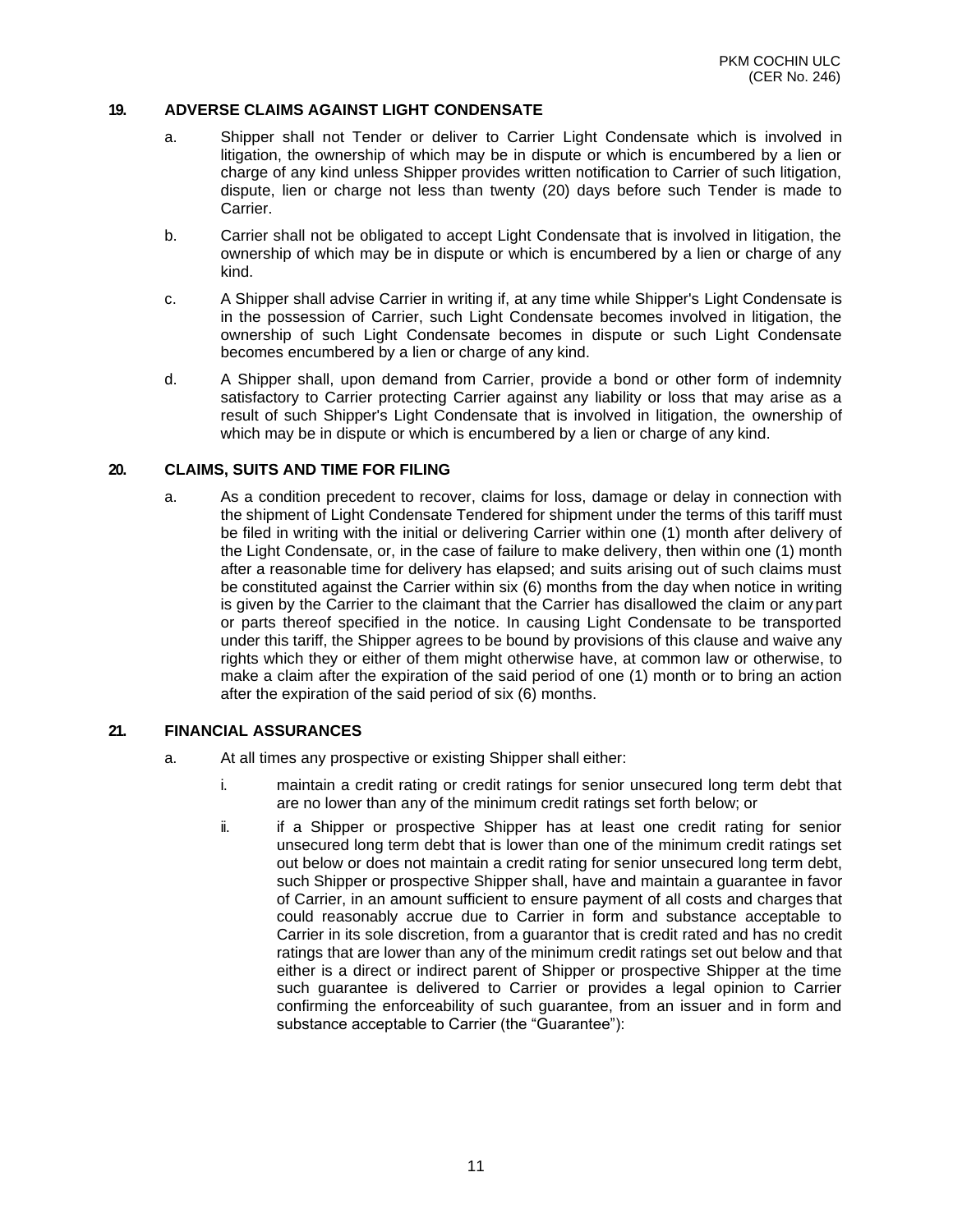## 19. ADVERSE CLAIMS AGAINST LIGHT CONDENSATE

a. Shipper shall not Tender or deliver to Carrier Light Condensate which is involved in litigation, the ownership of which may be in dispute or which is encumbered by a lien or charge of any kind unless Shipper provides written notification to Carrier of such litigation, dispute, lien or charge not less than twenty (20) days before such Tender is made to Carrier.

b. Carrier shall not be obligated to accept Light Condensate that is involved in litigation, the ownership of which may be in dispute or which is encumbered by a lien or charge of any kind.

c. A Shipper shall advise Carrier in writing if, at any time while Shipper's Light Condensate is in the possession of Carrier, such Light Condensate becomes involved in litigation, the ownership of such Light Condensate becomes in dispute or such Light Condensate becomes encumbered by a lien or charge of any kind.

d. A Shipper shall, upon demand from Carrier, provide a bond or other form of indemnity satisfactory to Carrier protecting Carrier against any liability or loss that may arise as a result of such Shipper's Light Condensate that is involved in litigation, the ownership of which may be in dispute or which is encumbered by a lien or charge of any kind.

## 20. CLAIMS, SUITS AND TIME FOR FILING

a. As a condition precedent to recover, claims for loss, damage or delay in connection with the shipment of Light Condensate Tendered for shipment under the terms of this tariff must be filed in writing with the initial or delivering Carrier within one (1) month after delivery of the Light Condensate, or, in the case of failure to make delivery, then within one (1) month after a reasonable time for delivery has elapsed; and suits arising out of such claims must be constituted against the Carrier within six (6) months from the day when notice in writing is given by the Carrier to the claimant that the Carrier has disallowed the claim or any part or parts thereof specified in the notice. In causing Light Condensate to be transported under this tariff, the Shipper agrees to be bound by provisions of this clause and waive any rights which they or either of them might otherwise have, at common law or otherwise, to make a claim after the expiration of the said period of one (1) month or to bring an action after the expiration of the said period of six (6) months.

## 21. FINANCIAL ASSURANCES

a. At all times any prospective or existing Shipper shall either:

   i. maintain a credit rating or credit ratings for senior unsecured long term debt that are no lower than any of the minimum credit ratings set forth below; or

   ii. if a Shipper or prospective Shipper has at least one credit rating for senior unsecured long term debt that is lower than one of the minimum credit ratings set out below or does not maintain a credit rating for senior unsecured long term debt, such Shipper or prospective Shipper shall, have and maintain a guarantee in favor of Carrier, in an amount sufficient to ensure payment of all costs and charges that could reasonably accrue due to Carrier in form and substance acceptable to Carrier in its sole discretion, from a guarantor that is credit rated and has no credit ratings that are lower than any of the minimum credit ratings set out below and that either is a direct or indirect parent of Shipper or prospective Shipper at the time such guarantee is delivered to Carrier or provides a legal opinion to Carrier confirming the enforceability of such guarantee, from an issuer and in form and substance acceptable to Carrier (the "Guarantee"):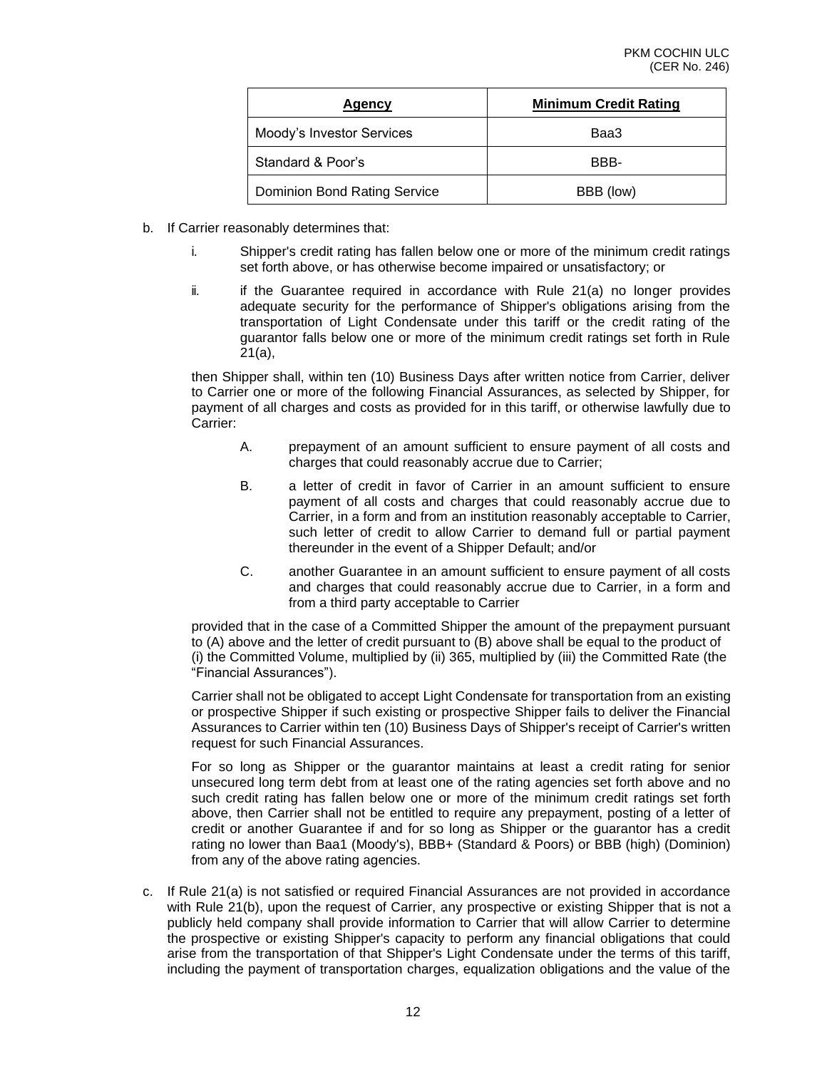| Agency | Minimum Credit Rating |
|---|---|
| Moody's Investor Services | Baa3 |
| Standard & Poor's | BBB- |
| Dominion Bond Rating Service | BBB (low) |

b. If Carrier reasonably determines that:

   i. Shipper's credit rating has fallen below one or more of the minimum credit ratings set forth above, or has otherwise become impaired or unsatisfactory; or

   ii. if the Guarantee required in accordance with Rule 21(a) no longer provides adequate security for the performance of Shipper's obligations arising from the transportation of Light Condensate under this tariff or the credit rating of the guarantor falls below one or more of the minimum credit ratings set forth in Rule 21(a),

   then Shipper shall, within ten (10) Business Days after written notice from Carrier, deliver to Carrier one or more of the following Financial Assurances, as selected by Shipper, for payment of all charges and costs as provided for in this tariff, or otherwise lawfully due to Carrier:

   A. prepayment of an amount sufficient to ensure payment of all costs and charges that could reasonably accrue due to Carrier;

   B. a letter of credit in favor of Carrier in an amount sufficient to ensure payment of all costs and charges that could reasonably accrue due to Carrier, in a form and from an institution reasonably acceptable to Carrier, such letter of credit to allow Carrier to demand full or partial payment thereunder in the event of a Shipper Default; and/or

   C. another Guarantee in an amount sufficient to ensure payment of all costs and charges that could reasonably accrue due to Carrier, in a form and from a third party acceptable to Carrier

   provided that in the case of a Committed Shipper the amount of the prepayment pursuant to (A) above and the letter of credit pursuant to (B) above shall be equal to the product of (i) the Committed Volume, multiplied by (ii) 365, multiplied by (iii) the Committed Rate (the "Financial Assurances").

   Carrier shall not be obligated to accept Light Condensate for transportation from an existing or prospective Shipper if such existing or prospective Shipper fails to deliver the Financial Assurances to Carrier within ten (10) Business Days of Shipper's receipt of Carrier's written request for such Financial Assurances.

   For so long as Shipper or the guarantor maintains at least a credit rating for senior unsecured long term debt from at least one of the rating agencies set forth above and no such credit rating has fallen below one or more of the minimum credit ratings set forth above, then Carrier shall not be entitled to require any prepayment, posting of a letter of credit or another Guarantee if and for so long as Shipper or the guarantor has a credit rating no lower than Baa1 (Moody's), BBB+ (Standard & Poors) or BBB (high) (Dominion) from any of the above rating agencies.

c. If Rule 21(a) is not satisfied or required Financial Assurances are not provided in accordance with Rule 21(b), upon the request of Carrier, any prospective or existing Shipper that is not a publicly held company shall provide information to Carrier that will allow Carrier to determine the prospective or existing Shipper's capacity to perform any financial obligations that could arise from the transportation of that Shipper's Light Condensate under the terms of this tariff, including the payment of transportation charges, equalization obligations and the value of the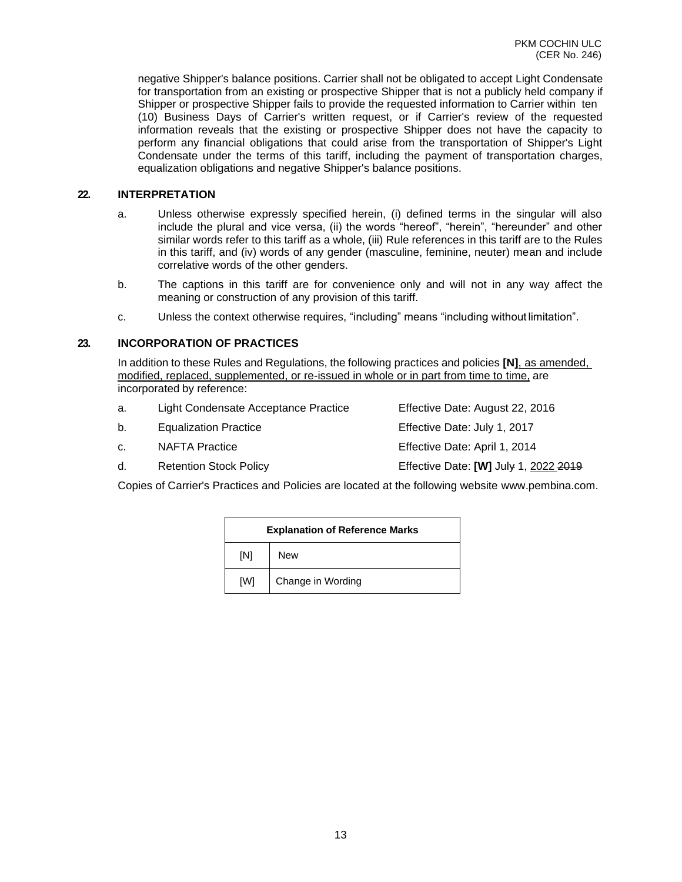negative Shipper's balance positions. Carrier shall not be obligated to accept Light Condensate for transportation from an existing or prospective Shipper that is not a publicly held company if Shipper or prospective Shipper fails to provide the requested information to Carrier within ten (10) Business Days of Carrier's written request, or if Carrier's review of the requested information reveals that the existing or prospective Shipper does not have the capacity to perform any financial obligations that could arise from the transportation of Shipper's Light Condensate under the terms of this tariff, including the payment of transportation charges, equalization obligations and negative Shipper's balance positions.

## 22. INTERPRETATION

a. Unless otherwise expressly specified herein, (i) defined terms in the singular will also include the plural and vice versa, (ii) the words "hereof", "herein", "hereunder" and other similar words refer to this tariff as a whole, (iii) Rule references in this tariff are to the Rules in this tariff, and (iv) words of any gender (masculine, feminine, neuter) mean and include correlative words of the other genders.

b. The captions in this tariff are for convenience only and will not in any way affect the meaning or construction of any provision of this tariff.

c. Unless the context otherwise requires, "including" means "including without limitation".

## 23. INCORPORATION OF PRACTICES

In addition to these Rules and Regulations, the following practices and policies **[N]**, as amended, modified, replaced, supplemented, or re-issued in whole or in part from time to time, are incorporated by reference:

a. Light Condensate Acceptance Practice — Effective Date: August 22, 2016

b. Equalization Practice — Effective Date: July 1, 2017

c. NAFTA Practice — Effective Date: April 1, 2014

d. Retention Stock Policy — Effective Date: **[W]** July 1, 2022 ~~2019~~

Copies of Carrier's Practices and Policies are located at the following website www.pembina.com.

| Explanation of Reference Marks | |
|---|---|
| [N] | New |
| [W] | Change in Wording |